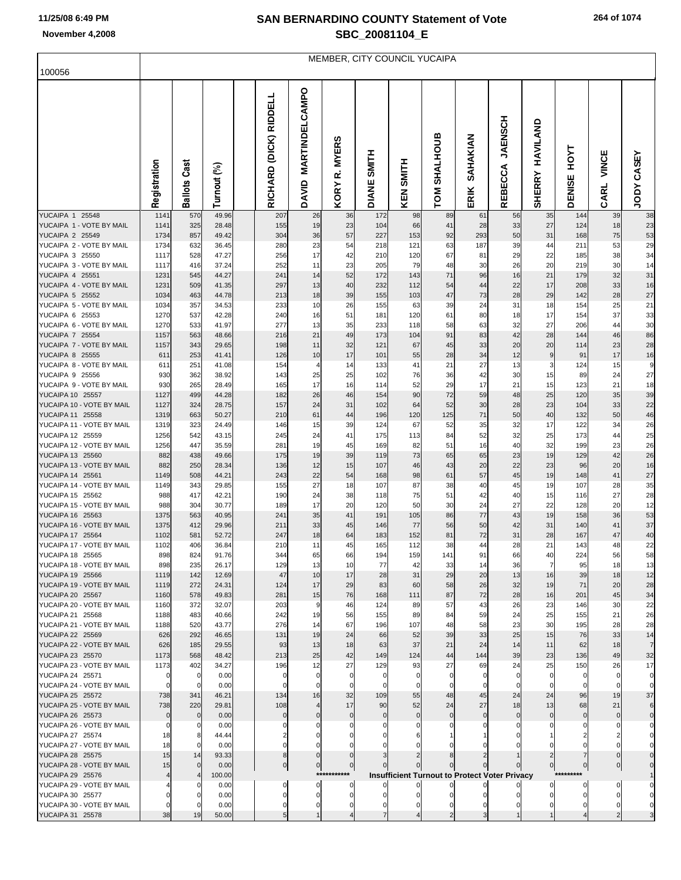# SAN BERNARDINO COUNTY Statement of Vote

## SBC_20081104_E

November 4,2008

### MEMBER, CITY COUNCIL YUCAIPA

100056

| | Registration | Ballots Cast | Turnout (%) | RICHARD (DICK) RIDDELL | DAVID MARTINDELCAMPO | KORY R. MYERS | DIANE SMITH | KEN SMITH | TOM SHALHOUB | ERIK SAHAKIAN | REBECCA JAENSCH | SHERRY HAVILAND | DENISE HOYT | CARL VINCE | JODY CASEY |
|---|---|---|---|---|---|---|---|---|---|---|---|---|---|---|---|
| YUCAIPA 1 25548 | 1141 | 570 | 49.96 | 207 | 26 | 36 | 172 | 98 | 89 | 61 | 56 | 35 | 144 | 39 | 38 |
| YUCAIPA 1 - VOTE BY MAIL | 1141 | 325 | 28.48 | 155 | 19 | 23 | 104 | 66 | 41 | 28 | 33 | 27 | 124 | 18 | 23 |
| YUCAIPA 2 25549 | 1734 | 857 | 49.42 | 304 | 36 | 57 | 227 | 153 | 92 | 293 | 50 | 31 | 168 | 75 | 53 |
| YUCAIPA 2 - VOTE BY MAIL | 1734 | 632 | 36.45 | 280 | 23 | 54 | 218 | 121 | 63 | 187 | 39 | 44 | 211 | 53 | 29 |
| YUCAIPA 3 25550 | 1117 | 528 | 47.27 | 256 | 17 | 42 | 210 | 120 | 67 | 81 | 29 | 22 | 185 | 38 | 34 |
| YUCAIPA 3 - VOTE BY MAIL | 1117 | 416 | 37.24 | 252 | 11 | 23 | 205 | 79 | 48 | 30 | 26 | 20 | 219 | 30 | 14 |
| YUCAIPA 4 25551 | 1231 | 545 | 44.27 | 241 | 14 | 52 | 172 | 143 | 71 | 96 | 16 | 21 | 179 | 32 | 31 |
| YUCAIPA 4 - VOTE BY MAIL | 1231 | 509 | 41.35 | 297 | 13 | 40 | 232 | 112 | 54 | 44 | 22 | 17 | 208 | 33 | 16 |
| YUCAIPA 5 25552 | 1034 | 463 | 44.78 | 213 | 18 | 39 | 155 | 103 | 47 | 73 | 28 | 29 | 142 | 28 | 27 |
| YUCAIPA 5 - VOTE BY MAIL | 1034 | 357 | 34.53 | 233 | 10 | 26 | 155 | 63 | 39 | 24 | 31 | 18 | 154 | 25 | 21 |
| YUCAIPA 6 25553 | 1270 | 537 | 42.28 | 240 | 16 | 51 | 181 | 120 | 61 | 80 | 18 | 17 | 154 | 37 | 33 |
| YUCAIPA 6 - VOTE BY MAIL | 1270 | 533 | 41.97 | 277 | 13 | 35 | 233 | 118 | 58 | 63 | 32 | 27 | 206 | 44 | 30 |
| YUCAIPA 7 25554 | 1157 | 563 | 48.66 | 216 | 21 | 49 | 173 | 104 | 91 | 83 | 42 | 28 | 144 | 46 | 86 |
| YUCAIPA 7 - VOTE BY MAIL | 1157 | 343 | 29.65 | 198 | 11 | 32 | 121 | 67 | 45 | 33 | 20 | 20 | 114 | 23 | 28 |
| YUCAIPA 8 25555 | 611 | 253 | 41.41 | 126 | 10 | 17 | 101 | 55 | 28 | 34 | 12 | 9 | 91 | 17 | 16 |
| YUCAIPA 8 - VOTE BY MAIL | 611 | 251 | 41.08 | 154 | 4 | 14 | 133 | 41 | 21 | 27 | 13 | 3 | 124 | 15 | 9 |
| YUCAIPA 9 25556 | 930 | 362 | 38.92 | 143 | 25 | 25 | 102 | 76 | 36 | 42 | 30 | 15 | 89 | 24 | 27 |
| YUCAIPA 9 - VOTE BY MAIL | 930 | 265 | 28.49 | 165 | 17 | 16 | 114 | 52 | 29 | 17 | 21 | 15 | 123 | 21 | 18 |
| YUCAIPA 10 25557 | 1127 | 499 | 44.28 | 182 | 26 | 46 | 154 | 90 | 72 | 59 | 48 | 25 | 120 | 35 | 39 |
| YUCAIPA 10 - VOTE BY MAIL | 1127 | 324 | 28.75 | 157 | 24 | 31 | 102 | 64 | 52 | 30 | 28 | 23 | 104 | 33 | 22 |
| YUCAIPA 11 25558 | 1319 | 663 | 50.27 | 210 | 61 | 44 | 196 | 120 | 125 | 71 | 50 | 40 | 132 | 50 | 46 |
| YUCAIPA 11 - VOTE BY MAIL | 1319 | 323 | 24.49 | 146 | 15 | 39 | 124 | 67 | 52 | 35 | 32 | 17 | 122 | 34 | 26 |
| YUCAIPA 12 25559 | 1256 | 542 | 43.15 | 245 | 24 | 41 | 175 | 113 | 84 | 52 | 32 | 25 | 173 | 44 | 25 |
| YUCAIPA 12 - VOTE BY MAIL | 1256 | 447 | 35.59 | 281 | 19 | 45 | 169 | 82 | 51 | 16 | 40 | 32 | 199 | 23 | 26 |
| YUCAIPA 13 25560 | 882 | 438 | 49.66 | 175 | 19 | 39 | 119 | 73 | 65 | 65 | 23 | 19 | 129 | 42 | 26 |
| YUCAIPA 13 - VOTE BY MAIL | 882 | 250 | 28.34 | 136 | 12 | 15 | 107 | 46 | 43 | 20 | 22 | 23 | 96 | 20 | 16 |
| YUCAIPA 14 25561 | 1149 | 508 | 44.21 | 243 | 22 | 54 | 168 | 98 | 61 | 57 | 45 | 19 | 148 | 41 | 27 |
| YUCAIPA 14 - VOTE BY MAIL | 1149 | 343 | 29.85 | 155 | 27 | 18 | 107 | 87 | 38 | 40 | 45 | 19 | 107 | 28 | 35 |
| YUCAIPA 15 25562 | 988 | 417 | 42.21 | 190 | 24 | 38 | 118 | 75 | 51 | 42 | 40 | 15 | 116 | 27 | 28 |
| YUCAIPA 15 - VOTE BY MAIL | 988 | 304 | 30.77 | 189 | 17 | 20 | 120 | 50 | 30 | 24 | 27 | 22 | 128 | 20 | 12 |
| YUCAIPA 16 25563 | 1375 | 563 | 40.95 | 241 | 35 | 41 | 191 | 105 | 86 | 77 | 43 | 19 | 158 | 36 | 53 |
| YUCAIPA 16 - VOTE BY MAIL | 1375 | 412 | 29.96 | 211 | 33 | 45 | 146 | 77 | 56 | 50 | 42 | 31 | 140 | 41 | 37 |
| YUCAIPA 17 25564 | 1102 | 581 | 52.72 | 247 | 18 | 64 | 183 | 152 | 81 | 72 | 31 | 28 | 167 | 47 | 40 |
| YUCAIPA 17 - VOTE BY MAIL | 1102 | 406 | 36.84 | 210 | 11 | 45 | 165 | 112 | 38 | 44 | 28 | 21 | 143 | 48 | 22 |
| YUCAIPA 18 25565 | 898 | 824 | 91.76 | 344 | 65 | 66 | 194 | 159 | 141 | 91 | 66 | 40 | 224 | 56 | 58 |
| YUCAIPA 18 - VOTE BY MAIL | 898 | 235 | 26.17 | 129 | 13 | 10 | 77 | 42 | 33 | 14 | 36 | 7 | 95 | 18 | 13 |
| YUCAIPA 19 25566 | 1119 | 142 | 12.69 | 47 | 10 | 17 | 28 | 31 | 29 | 20 | 13 | 16 | 39 | 18 | 12 |
| YUCAIPA 19 - VOTE BY MAIL | 1119 | 272 | 24.31 | 124 | 17 | 29 | 83 | 60 | 58 | 26 | 32 | 19 | 71 | 20 | 28 |
| YUCAIPA 20 25567 | 1160 | 578 | 49.83 | 281 | 15 | 76 | 168 | 111 | 87 | 72 | 28 | 16 | 201 | 45 | 34 |
| YUCAIPA 20 - VOTE BY MAIL | 1160 | 372 | 32.07 | 203 | 9 | 46 | 124 | 89 | 57 | 43 | 26 | 23 | 146 | 30 | 22 |
| YUCAIPA 21 25568 | 1188 | 483 | 40.66 | 242 | 19 | 56 | 155 | 89 | 84 | 59 | 24 | 25 | 155 | 21 | 26 |
| YUCAIPA 21 - VOTE BY MAIL | 1188 | 520 | 43.77 | 276 | 14 | 67 | 196 | 107 | 48 | 58 | 23 | 30 | 195 | 28 | 28 |
| YUCAIPA 22 25569 | 626 | 292 | 46.65 | 131 | 19 | 24 | 66 | 52 | 39 | 33 | 25 | 15 | 76 | 33 | 14 |
| YUCAIPA 22 - VOTE BY MAIL | 626 | 185 | 29.55 | 93 | 13 | 18 | 63 | 37 | 21 | 24 | 14 | 11 | 62 | 18 | 7 |
| YUCAIPA 23 25570 | 1173 | 568 | 48.42 | 213 | 25 | 42 | 149 | 124 | 44 | 144 | 39 | 23 | 136 | 49 | 32 |
| YUCAIPA 23 - VOTE BY MAIL | 1173 | 402 | 34.27 | 196 | 12 | 27 | 129 | 93 | 27 | 69 | 24 | 25 | 150 | 26 | 17 |
| YUCAIPA 24 25571 | 0 | 0 | 0.00 | 0 | 0 | 0 | 0 | 0 | 0 | 0 | 0 | 0 | 0 | 0 | 0 |
| YUCAIPA 24 - VOTE BY MAIL | 0 | 0 | 0.00 | 0 | 0 | 0 | 0 | 0 | 0 | 0 | 0 | 0 | 0 | 0 | 0 |
| YUCAIPA 25 25572 | 738 | 341 | 46.21 | 134 | 16 | 32 | 109 | 55 | 48 | 45 | 24 | 24 | 96 | 19 | 37 |
| YUCAIPA 25 - VOTE BY MAIL | 738 | 220 | 29.81 | 108 | 4 | 17 | 90 | 52 | 24 | 27 | 18 | 13 | 68 | 21 | 6 |
| YUCAIPA 26 25573 | 0 | 0 | 0.00 | 0 | 0 | 0 | 0 | 0 | 0 | 0 | 0 | 0 | 0 | 0 | 0 |
| YUCAIPA 26 - VOTE BY MAIL | 0 | 0 | 0.00 | 0 | 0 | 0 | 0 | 0 | 0 | 0 | 0 | 0 | 0 | 0 | 0 |
| YUCAIPA 27 25574 | 18 | 8 | 44.44 | 2 | 0 | 0 | 0 | 6 | 1 | 1 | 0 | 1 | 2 | 2 | 0 |
| YUCAIPA 27 - VOTE BY MAIL | 18 | 0 | 0.00 | 0 | 0 | 0 | 0 | 0 | 0 | 0 | 0 | 0 | 0 | 0 | 0 |
| YUCAIPA 28 25575 | 15 | 14 | 93.33 | 8 | 0 | 0 | 3 | 2 | 8 | 2 | 1 | 2 | 7 | 0 | 0 |
| YUCAIPA 28 - VOTE BY MAIL | 15 | 0 | 0.00 | 0 | 0 | 0 | 0 | 0 | 0 | 0 | 0 | 0 | 0 | 0 | 0 |
| YUCAIPA 29 25576 | 4 | 4 | 100.00 | | | *********** | Insufficient Turnout to Protect Voter Privacy | | | | | | ********* | | 1 |
| YUCAIPA 29 - VOTE BY MAIL | 4 | 0 | 0.00 | 0 | 0 | 0 | 0 | 0 | 0 | 0 | 0 | 0 | 0 | 0 | 0 |
| YUCAIPA 30 25577 | 0 | 0 | 0.00 | 0 | 0 | 0 | 0 | 0 | 0 | 0 | 0 | 0 | 0 | 0 | 0 |
| YUCAIPA 30 - VOTE BY MAIL | 0 | 0 | 0.00 | 0 | 0 | 0 | 0 | 0 | 0 | 0 | 0 | 0 | 0 | 0 | 0 |
| YUCAIPA 31 25578 | 38 | 19 | 50.00 | 5 | 1 | 4 | 7 | 4 | 2 | 3 | 1 | 1 | 4 | 2 | 3 |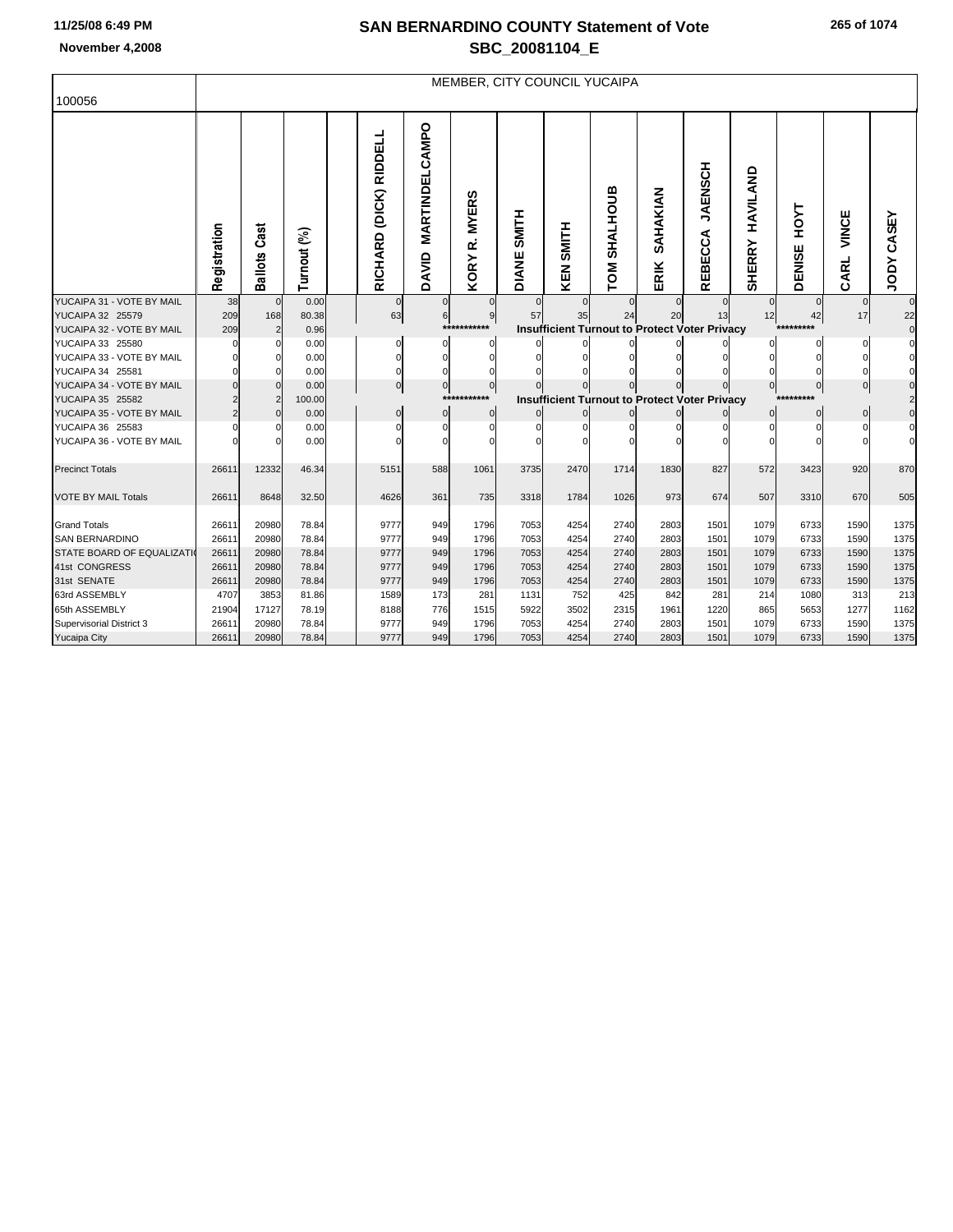# SAN BERNARDINO COUNTY Statement of Vote

## SBC_20081104_E

November 4,2008

100056

MEMBER, CITY COUNCIL YUCAIPA

| | Registration | Ballots Cast | Turnout (%) | | RICHARD (DICK) RIDDELL | DAVID MARTINDELCAMPO | KORY R. MYERS | DIANE SMITH | KEN SMITH | TOM SHALHOUB | ERIK SAHAKIAN | REBECCA JAENSCH | SHERRY HAVILAND | DENISE HOYT | CARL VINCE | JODY CASEY |
|---|---|---|---|---|---|---|---|---|---|---|---|---|---|---|---|---|
| YUCAIPA 31 - VOTE BY MAIL | 38 | 0 | 0.00 | | 0 | 0 | 0 | 0 | 0 | 0 | 0 | 0 | 0 | 0 | 0 | 0 |
| YUCAIPA 32 25579 | 209 | 168 | 80.38 | | 63 | 6 | 9 | 57 | 35 | 24 | 20 | 13 | 12 | 42 | 17 | 22 |
| YUCAIPA 32 - VOTE BY MAIL | 209 | 2 | 0.96 | | *********** Insufficient Turnout to Protect Voter Privacy ********* | | | | | | | | | | | 0 |
| YUCAIPA 33 25580 | 0 | 0 | 0.00 | | 0 | 0 | 0 | 0 | 0 | 0 | 0 | 0 | 0 | 0 | 0 | 0 |
| YUCAIPA 33 - VOTE BY MAIL | 0 | 0 | 0.00 | | 0 | 0 | 0 | 0 | 0 | 0 | 0 | 0 | 0 | 0 | 0 | 0 |
| YUCAIPA 34 25581 | 0 | 0 | 0.00 | | 0 | 0 | 0 | 0 | 0 | 0 | 0 | 0 | 0 | 0 | 0 | 0 |
| YUCAIPA 34 - VOTE BY MAIL | 0 | 0 | 0.00 | | 0 | 0 | 0 | 0 | 0 | 0 | 0 | 0 | 0 | 0 | 0 | 0 |
| YUCAIPA 35 25582 | 2 | 2 | 100.00 | | *********** Insufficient Turnout to Protect Voter Privacy ********* | | | | | | | | | | | 2 |
| YUCAIPA 35 - VOTE BY MAIL | 2 | 0 | 0.00 | | 0 | 0 | 0 | 0 | 0 | 0 | 0 | 0 | 0 | 0 | 0 | 0 |
| YUCAIPA 36 25583 | 0 | 0 | 0.00 | | 0 | 0 | 0 | 0 | 0 | 0 | 0 | 0 | 0 | 0 | 0 | 0 |
| YUCAIPA 36 - VOTE BY MAIL | 0 | 0 | 0.00 | | 0 | 0 | 0 | 0 | 0 | 0 | 0 | 0 | 0 | 0 | 0 | 0 |
| Precinct Totals | 26611 | 12332 | 46.34 | | 5151 | 588 | 1061 | 3735 | 2470 | 1714 | 1830 | 827 | 572 | 3423 | 920 | 870 |
| VOTE BY MAIL Totals | 26611 | 8648 | 32.50 | | 4626 | 361 | 735 | 3318 | 1784 | 1026 | 973 | 674 | 507 | 3310 | 670 | 505 |
| Grand Totals | 26611 | 20980 | 78.84 | | 9777 | 949 | 1796 | 7053 | 4254 | 2740 | 2803 | 1501 | 1079 | 6733 | 1590 | 1375 |
| SAN BERNARDINO | 26611 | 20980 | 78.84 | | 9777 | 949 | 1796 | 7053 | 4254 | 2740 | 2803 | 1501 | 1079 | 6733 | 1590 | 1375 |
| STATE BOARD OF EQUALIZATI | 26611 | 20980 | 78.84 | | 9777 | 949 | 1796 | 7053 | 4254 | 2740 | 2803 | 1501 | 1079 | 6733 | 1590 | 1375 |
| 41st CONGRESS | 26611 | 20980 | 78.84 | | 9777 | 949 | 1796 | 7053 | 4254 | 2740 | 2803 | 1501 | 1079 | 6733 | 1590 | 1375 |
| 31st SENATE | 26611 | 20980 | 78.84 | | 9777 | 949 | 1796 | 7053 | 4254 | 2740 | 2803 | 1501 | 1079 | 6733 | 1590 | 1375 |
| 63rd ASSEMBLY | 4707 | 3853 | 81.86 | | 1589 | 173 | 281 | 1131 | 752 | 425 | 842 | 281 | 214 | 1080 | 313 | 213 |
| 65th ASSEMBLY | 21904 | 17127 | 78.19 | | 8188 | 776 | 1515 | 5922 | 3502 | 2315 | 1961 | 1220 | 865 | 5653 | 1277 | 1162 |
| Supervisorial District 3 | 26611 | 20980 | 78.84 | | 9777 | 949 | 1796 | 7053 | 4254 | 2740 | 2803 | 1501 | 1079 | 6733 | 1590 | 1375 |
| Yucaipa City | 26611 | 20980 | 78.84 | | 9777 | 949 | 1796 | 7053 | 4254 | 2740 | 2803 | 1501 | 1079 | 6733 | 1590 | 1375 |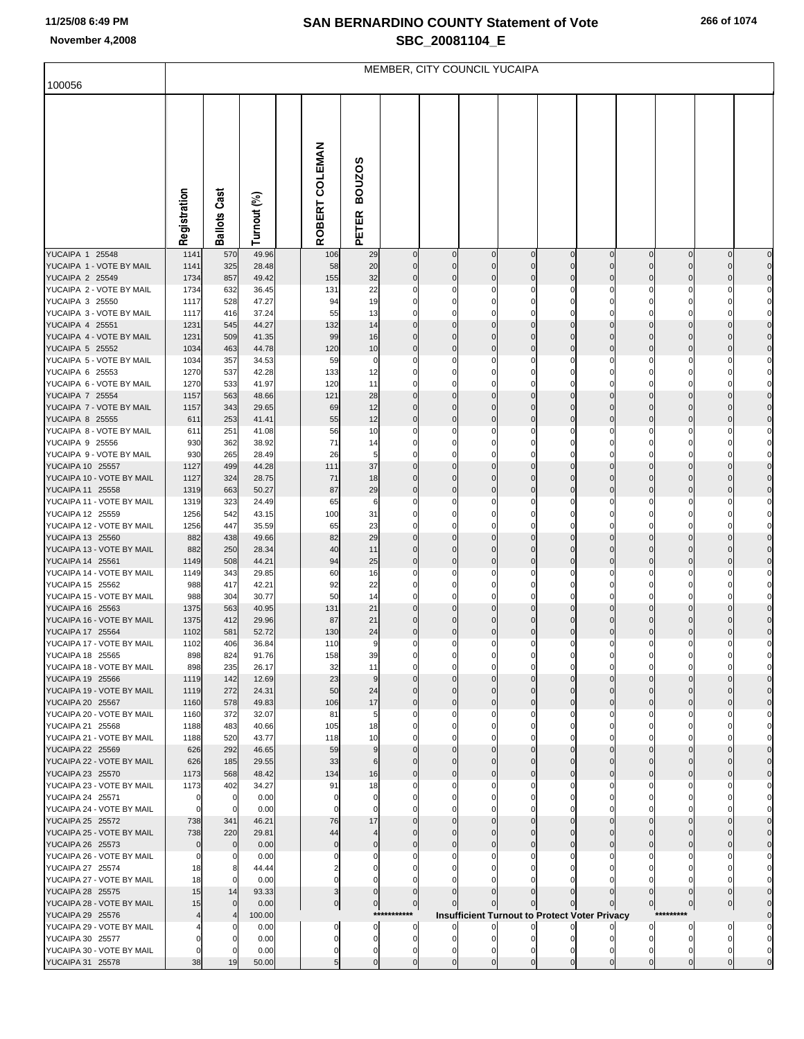# SAN BERNARDINO COUNTY Statement of Vote
## SBC_20081104_E

November 4,2008

100056

MEMBER, CITY COUNCIL YUCAIPA

| | Registration | Ballots Cast | Turnout (%) | | ROBERT COLEMAN | PETER BOUZOS | | | | | | | | | | |
|---|---|---|---|---|---|---|---|---|---|---|---|---|---|---|---|---|
| YUCAIPA 1 25548 | 1141 | 570 | 49.96 | | 106 | 29 | 0 | 0 | 0 | 0 | 0 | 0 | 0 | 0 | 0 | 0 |
| YUCAIPA 1 - VOTE BY MAIL | 1141 | 325 | 28.48 | | 58 | 20 | 0 | 0 | 0 | 0 | 0 | 0 | 0 | 0 | 0 | 0 |
| YUCAIPA 2 25549 | 1734 | 857 | 49.42 | | 155 | 32 | 0 | 0 | 0 | 0 | 0 | 0 | 0 | 0 | 0 | 0 |
| YUCAIPA 2 - VOTE BY MAIL | 1734 | 632 | 36.45 | | 131 | 22 | 0 | 0 | 0 | 0 | 0 | 0 | 0 | 0 | 0 | 0 |
| YUCAIPA 3 25550 | 1117 | 528 | 47.27 | | 94 | 19 | 0 | 0 | 0 | 0 | 0 | 0 | 0 | 0 | 0 | 0 |
| YUCAIPA 3 - VOTE BY MAIL | 1117 | 416 | 37.24 | | 55 | 13 | 0 | 0 | 0 | 0 | 0 | 0 | 0 | 0 | 0 | 0 |
| YUCAIPA 4 25551 | 1231 | 545 | 44.27 | | 132 | 14 | 0 | 0 | 0 | 0 | 0 | 0 | 0 | 0 | 0 | 0 |
| YUCAIPA 4 - VOTE BY MAIL | 1231 | 509 | 41.35 | | 99 | 16 | 0 | 0 | 0 | 0 | 0 | 0 | 0 | 0 | 0 | 0 |
| YUCAIPA 5 25552 | 1034 | 463 | 44.78 | | 120 | 10 | 0 | 0 | 0 | 0 | 0 | 0 | 0 | 0 | 0 | 0 |
| YUCAIPA 5 - VOTE BY MAIL | 1034 | 357 | 34.53 | | 59 | 0 | 0 | 0 | 0 | 0 | 0 | 0 | 0 | 0 | 0 | 0 |
| YUCAIPA 6 25553 | 1270 | 537 | 42.28 | | 133 | 12 | 0 | 0 | 0 | 0 | 0 | 0 | 0 | 0 | 0 | 0 |
| YUCAIPA 6 - VOTE BY MAIL | 1270 | 533 | 41.97 | | 120 | 11 | 0 | 0 | 0 | 0 | 0 | 0 | 0 | 0 | 0 | 0 |
| YUCAIPA 7 25554 | 1157 | 563 | 48.66 | | 121 | 28 | 0 | 0 | 0 | 0 | 0 | 0 | 0 | 0 | 0 | 0 |
| YUCAIPA 7 - VOTE BY MAIL | 1157 | 343 | 29.65 | | 69 | 12 | 0 | 0 | 0 | 0 | 0 | 0 | 0 | 0 | 0 | 0 |
| YUCAIPA 8 25555 | 611 | 253 | 41.41 | | 55 | 12 | 0 | 0 | 0 | 0 | 0 | 0 | 0 | 0 | 0 | 0 |
| YUCAIPA 8 - VOTE BY MAIL | 611 | 251 | 41.08 | | 56 | 10 | 0 | 0 | 0 | 0 | 0 | 0 | 0 | 0 | 0 | 0 |
| YUCAIPA 9 25556 | 930 | 362 | 38.92 | | 71 | 14 | 0 | 0 | 0 | 0 | 0 | 0 | 0 | 0 | 0 | 0 |
| YUCAIPA 9 - VOTE BY MAIL | 930 | 265 | 28.49 | | 26 | 5 | 0 | 0 | 0 | 0 | 0 | 0 | 0 | 0 | 0 | 0 |
| YUCAIPA 10 25557 | 1127 | 499 | 44.28 | | 111 | 37 | 0 | 0 | 0 | 0 | 0 | 0 | 0 | 0 | 0 | 0 |
| YUCAIPA 10 - VOTE BY MAIL | 1127 | 324 | 28.75 | | 71 | 18 | 0 | 0 | 0 | 0 | 0 | 0 | 0 | 0 | 0 | 0 |
| YUCAIPA 11 25558 | 1319 | 663 | 50.27 | | 87 | 29 | 0 | 0 | 0 | 0 | 0 | 0 | 0 | 0 | 0 | 0 |
| YUCAIPA 11 - VOTE BY MAIL | 1319 | 323 | 24.49 | | 65 | 6 | 0 | 0 | 0 | 0 | 0 | 0 | 0 | 0 | 0 | 0 |
| YUCAIPA 12 25559 | 1256 | 542 | 43.15 | | 100 | 31 | 0 | 0 | 0 | 0 | 0 | 0 | 0 | 0 | 0 | 0 |
| YUCAIPA 12 - VOTE BY MAIL | 1256 | 447 | 35.59 | | 65 | 23 | 0 | 0 | 0 | 0 | 0 | 0 | 0 | 0 | 0 | 0 |
| YUCAIPA 13 25560 | 882 | 438 | 49.66 | | 82 | 29 | 0 | 0 | 0 | 0 | 0 | 0 | 0 | 0 | 0 | 0 |
| YUCAIPA 13 - VOTE BY MAIL | 882 | 250 | 28.34 | | 40 | 11 | 0 | 0 | 0 | 0 | 0 | 0 | 0 | 0 | 0 | 0 |
| YUCAIPA 14 25561 | 1149 | 508 | 44.21 | | 94 | 25 | 0 | 0 | 0 | 0 | 0 | 0 | 0 | 0 | 0 | 0 |
| YUCAIPA 14 - VOTE BY MAIL | 1149 | 343 | 29.85 | | 60 | 16 | 0 | 0 | 0 | 0 | 0 | 0 | 0 | 0 | 0 | 0 |
| YUCAIPA 15 25562 | 988 | 417 | 42.21 | | 92 | 22 | 0 | 0 | 0 | 0 | 0 | 0 | 0 | 0 | 0 | 0 |
| YUCAIPA 15 - VOTE BY MAIL | 988 | 304 | 30.77 | | 50 | 14 | 0 | 0 | 0 | 0 | 0 | 0 | 0 | 0 | 0 | 0 |
| YUCAIPA 16 25563 | 1375 | 563 | 40.95 | | 131 | 21 | 0 | 0 | 0 | 0 | 0 | 0 | 0 | 0 | 0 | 0 |
| YUCAIPA 16 - VOTE BY MAIL | 1375 | 412 | 29.96 | | 87 | 21 | 0 | 0 | 0 | 0 | 0 | 0 | 0 | 0 | 0 | 0 |
| YUCAIPA 17 25564 | 1102 | 581 | 52.72 | | 130 | 24 | 0 | 0 | 0 | 0 | 0 | 0 | 0 | 0 | 0 | 0 |
| YUCAIPA 17 - VOTE BY MAIL | 1102 | 406 | 36.84 | | 110 | 9 | 0 | 0 | 0 | 0 | 0 | 0 | 0 | 0 | 0 | 0 |
| YUCAIPA 18 25565 | 898 | 824 | 91.76 | | 158 | 39 | 0 | 0 | 0 | 0 | 0 | 0 | 0 | 0 | 0 | 0 |
| YUCAIPA 18 - VOTE BY MAIL | 898 | 235 | 26.17 | | 32 | 11 | 0 | 0 | 0 | 0 | 0 | 0 | 0 | 0 | 0 | 0 |
| YUCAIPA 19 25566 | 1119 | 142 | 12.69 | | 23 | 9 | 0 | 0 | 0 | 0 | 0 | 0 | 0 | 0 | 0 | 0 |
| YUCAIPA 19 - VOTE BY MAIL | 1119 | 272 | 24.31 | | 50 | 24 | 0 | 0 | 0 | 0 | 0 | 0 | 0 | 0 | 0 | 0 |
| YUCAIPA 20 25567 | 1160 | 578 | 49.83 | | 106 | 17 | 0 | 0 | 0 | 0 | 0 | 0 | 0 | 0 | 0 | 0 |
| YUCAIPA 20 - VOTE BY MAIL | 1160 | 372 | 32.07 | | 81 | 5 | 0 | 0 | 0 | 0 | 0 | 0 | 0 | 0 | 0 | 0 |
| YUCAIPA 21 25568 | 1188 | 483 | 40.66 | | 105 | 18 | 0 | 0 | 0 | 0 | 0 | 0 | 0 | 0 | 0 | 0 |
| YUCAIPA 21 - VOTE BY MAIL | 1188 | 520 | 43.77 | | 118 | 10 | 0 | 0 | 0 | 0 | 0 | 0 | 0 | 0 | 0 | 0 |
| YUCAIPA 22 25569 | 626 | 292 | 46.65 | | 59 | 9 | 0 | 0 | 0 | 0 | 0 | 0 | 0 | 0 | 0 | 0 |
| YUCAIPA 22 - VOTE BY MAIL | 626 | 185 | 29.55 | | 33 | 6 | 0 | 0 | 0 | 0 | 0 | 0 | 0 | 0 | 0 | 0 |
| YUCAIPA 23 25570 | 1173 | 568 | 48.42 | | 134 | 16 | 0 | 0 | 0 | 0 | 0 | 0 | 0 | 0 | 0 | 0 |
| YUCAIPA 23 - VOTE BY MAIL | 1173 | 402 | 34.27 | | 91 | 18 | 0 | 0 | 0 | 0 | 0 | 0 | 0 | 0 | 0 | 0 |
| YUCAIPA 24 25571 | 0 | 0 | 0.00 | | 0 | 0 | 0 | 0 | 0 | 0 | 0 | 0 | 0 | 0 | 0 | 0 |
| YUCAIPA 24 - VOTE BY MAIL | 0 | 0 | 0.00 | | 0 | 0 | 0 | 0 | 0 | 0 | 0 | 0 | 0 | 0 | 0 | 0 |
| YUCAIPA 25 25572 | 738 | 341 | 46.21 | | 76 | 17 | 0 | 0 | 0 | 0 | 0 | 0 | 0 | 0 | 0 | 0 |
| YUCAIPA 25 - VOTE BY MAIL | 738 | 220 | 29.81 | | 44 | 4 | 0 | 0 | 0 | 0 | 0 | 0 | 0 | 0 | 0 | 0 |
| YUCAIPA 26 25573 | 0 | 0 | 0.00 | | 0 | 0 | 0 | 0 | 0 | 0 | 0 | 0 | 0 | 0 | 0 | 0 |
| YUCAIPA 26 - VOTE BY MAIL | 0 | 0 | 0.00 | | 0 | 0 | 0 | 0 | 0 | 0 | 0 | 0 | 0 | 0 | 0 | 0 |
| YUCAIPA 27 25574 | 18 | 8 | 44.44 | | 2 | 0 | 0 | 0 | 0 | 0 | 0 | 0 | 0 | 0 | 0 | 0 |
| YUCAIPA 27 - VOTE BY MAIL | 18 | 0 | 0.00 | | 0 | 0 | 0 | 0 | 0 | 0 | 0 | 0 | 0 | 0 | 0 | 0 |
| YUCAIPA 28 25575 | 15 | 14 | 93.33 | | 3 | 0 | 0 | 0 | 0 | 0 | 0 | 0 | 0 | 0 | 0 | 0 |
| YUCAIPA 28 - VOTE BY MAIL | 15 | 0 | 0.00 | | 0 | 0 | 0 | 0 | 0 | 0 | 0 | 0 | 0 | 0 | 0 | 0 |
| YUCAIPA 29 25576 | 4 | 4 | 100.00 | | | | *********** | Insufficient Turnout to Protect Voter Privacy | | | | | | ********* | | 0 |
| YUCAIPA 29 - VOTE BY MAIL | 4 | 0 | 0.00 | | 0 | 0 | 0 | 0 | 0 | 0 | 0 | 0 | 0 | 0 | 0 | 0 |
| YUCAIPA 30 25577 | 0 | 0 | 0.00 | | 0 | 0 | 0 | 0 | 0 | 0 | 0 | 0 | 0 | 0 | 0 | 0 |
| YUCAIPA 30 - VOTE BY MAIL | 0 | 0 | 0.00 | | 0 | 0 | 0 | 0 | 0 | 0 | 0 | 0 | 0 | 0 | 0 | 0 |
| YUCAIPA 31 25578 | 38 | 19 | 50.00 | | 5 | 0 | 0 | 0 | 0 | 0 | 0 | 0 | 0 | 0 | 0 | 0 |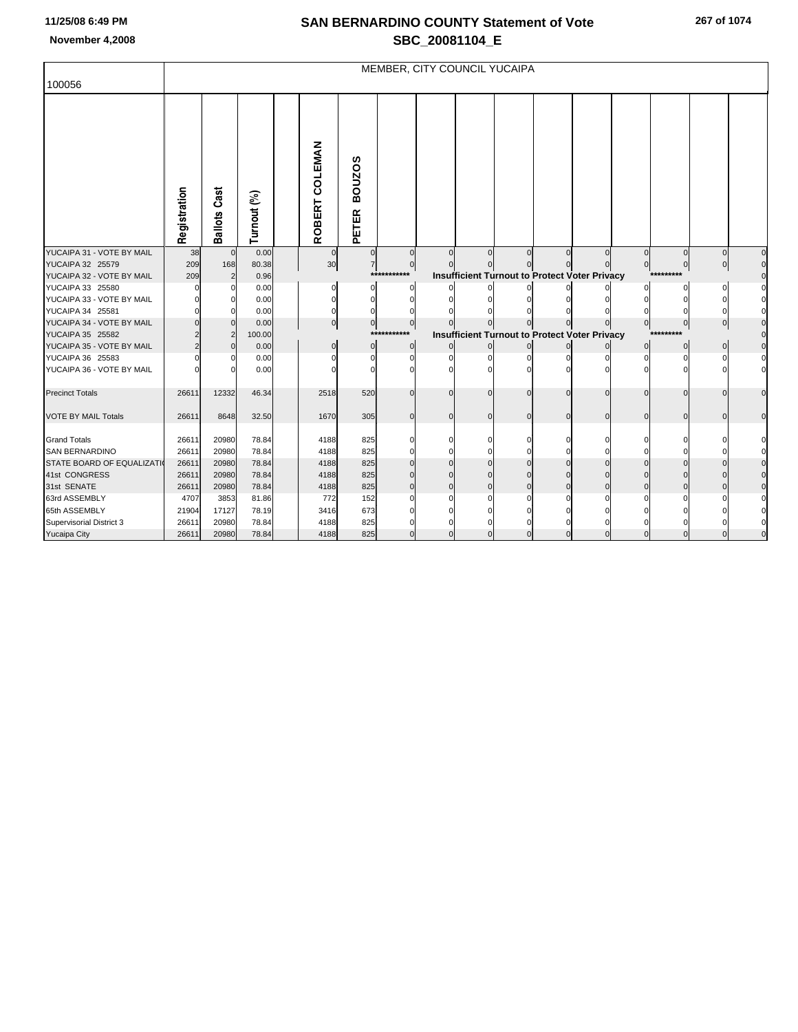## MEMBER, CITY COUNCIL YUCAIPA

100056

| | Registration | Ballots Cast | Turnout (%) | | ROBERT COLEMAN | PETER BOUZOS | | | | | | | | | | |
|---|---|---|---|---|---|---|---|---|---|---|---|---|---|---|---|---|
| YUCAIPA 31 - VOTE BY MAIL | 38 | 0 | 0.00 | | 0 | 0 | 0 | 0 | 0 | 0 | 0 | 0 | 0 | 0 | 0 | 0 |
| YUCAIPA 32 25579 | 209 | 168 | 80.38 | | 30 | 7 | 0 | 0 | 0 | 0 | 0 | 0 | 0 | 0 | 0 | 0 |
| YUCAIPA 32 - VOTE BY MAIL | 209 | 2 | 0.96 | | | | ************ | Insufficient Turnout to Protect Voter Privacy | | | | | | ********* | | 0 |
| YUCAIPA 33 25580 | 0 | 0 | 0.00 | | 0 | 0 | 0 | 0 | 0 | 0 | 0 | 0 | 0 | 0 | 0 | 0 |
| YUCAIPA 33 - VOTE BY MAIL | 0 | 0 | 0.00 | | 0 | 0 | 0 | 0 | 0 | 0 | 0 | 0 | 0 | 0 | 0 | 0 |
| YUCAIPA 34 25581 | 0 | 0 | 0.00 | | 0 | 0 | 0 | 0 | 0 | 0 | 0 | 0 | 0 | 0 | 0 | 0 |
| YUCAIPA 34 - VOTE BY MAIL | 0 | 0 | 0.00 | | 0 | 0 | 0 | 0 | 0 | 0 | 0 | 0 | 0 | 0 | 0 | 0 |
| YUCAIPA 35 25582 | 2 | 2 | 100.00 | | | | ************ | Insufficient Turnout to Protect Voter Privacy | | | | | | ********* | | 0 |
| YUCAIPA 35 - VOTE BY MAIL | 2 | 0 | 0.00 | | 0 | 0 | 0 | 0 | 0 | 0 | 0 | 0 | 0 | 0 | 0 | 0 |
| YUCAIPA 36 25583 | 0 | 0 | 0.00 | | 0 | 0 | 0 | 0 | 0 | 0 | 0 | 0 | 0 | 0 | 0 | 0 |
| YUCAIPA 36 - VOTE BY MAIL | 0 | 0 | 0.00 | | 0 | 0 | 0 | 0 | 0 | 0 | 0 | 0 | 0 | 0 | 0 | 0 |
| Precinct Totals | 26611 | 12332 | 46.34 | | 2518 | 520 | 0 | 0 | 0 | 0 | 0 | 0 | 0 | 0 | 0 | 0 |
| VOTE BY MAIL Totals | 26611 | 8648 | 32.50 | | 1670 | 305 | 0 | 0 | 0 | 0 | 0 | 0 | 0 | 0 | 0 | 0 |
| Grand Totals | 26611 | 20980 | 78.84 | | 4188 | 825 | 0 | 0 | 0 | 0 | 0 | 0 | 0 | 0 | 0 | 0 |
| SAN BERNARDINO | 26611 | 20980 | 78.84 | | 4188 | 825 | 0 | 0 | 0 | 0 | 0 | 0 | 0 | 0 | 0 | 0 |
| STATE BOARD OF EQUALIZATI( | 26611 | 20980 | 78.84 | | 4188 | 825 | 0 | 0 | 0 | 0 | 0 | 0 | 0 | 0 | 0 | 0 |
| 41st CONGRESS | 26611 | 20980 | 78.84 | | 4188 | 825 | 0 | 0 | 0 | 0 | 0 | 0 | 0 | 0 | 0 | 0 |
| 31st SENATE | 26611 | 20980 | 78.84 | | 4188 | 825 | 0 | 0 | 0 | 0 | 0 | 0 | 0 | 0 | 0 | 0 |
| 63rd ASSEMBLY | 4707 | 3853 | 81.86 | | 772 | 152 | 0 | 0 | 0 | 0 | 0 | 0 | 0 | 0 | 0 | 0 |
| 65th ASSEMBLY | 21904 | 17127 | 78.19 | | 3416 | 673 | 0 | 0 | 0 | 0 | 0 | 0 | 0 | 0 | 0 | 0 |
| Supervisorial District 3 | 26611 | 20980 | 78.84 | | 4188 | 825 | 0 | 0 | 0 | 0 | 0 | 0 | 0 | 0 | 0 | 0 |
| Yucaipa City | 26611 | 20980 | 78.84 | | 4188 | 825 | 0 | 0 | 0 | 0 | 0 | 0 | 0 | 0 | 0 | 0 |